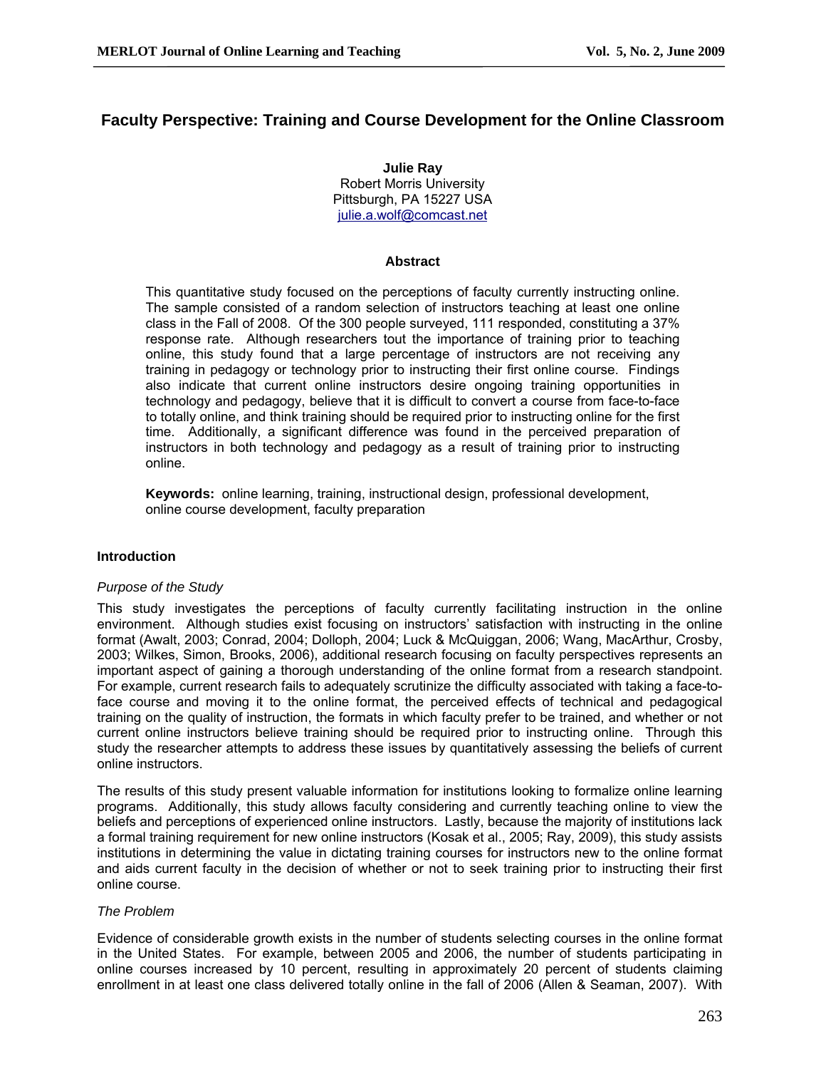# Faculty Perspective: Training and Course Development for the Online Classroom

**Julie Ray**
Robert Morris University
Pittsburgh, PA 15227 USA
julie.a.wolf@comcast.net

### Abstract

This quantitative study focused on the perceptions of faculty currently instructing online. The sample consisted of a random selection of instructors teaching at least one online class in the Fall of 2008. Of the 300 people surveyed, 111 responded, constituting a 37% response rate. Although researchers tout the importance of training prior to teaching online, this study found that a large percentage of instructors are not receiving any training in pedagogy or technology prior to instructing their first online course. Findings also indicate that current online instructors desire ongoing training opportunities in technology and pedagogy, believe that it is difficult to convert a course from face-to-face to totally online, and think training should be required prior to instructing online for the first time. Additionally, a significant difference was found in the perceived preparation of instructors in both technology and pedagogy as a result of training prior to instructing online.

**Keywords:** online learning, training, instructional design, professional development, online course development, faculty preparation

## Introduction

*Purpose of the Study*

This study investigates the perceptions of faculty currently facilitating instruction in the online environment. Although studies exist focusing on instructors' satisfaction with instructing in the online format (Awalt, 2003; Conrad, 2004; Dolloph, 2004; Luck & McQuiggan, 2006; Wang, MacArthur, Crosby, 2003; Wilkes, Simon, Brooks, 2006), additional research focusing on faculty perspectives represents an important aspect of gaining a thorough understanding of the online format from a research standpoint. For example, current research fails to adequately scrutinize the difficulty associated with taking a face-to-face course and moving it to the online format, the perceived effects of technical and pedagogical training on the quality of instruction, the formats in which faculty prefer to be trained, and whether or not current online instructors believe training should be required prior to instructing online. Through this study the researcher attempts to address these issues by quantitatively assessing the beliefs of current online instructors.

The results of this study present valuable information for institutions looking to formalize online learning programs. Additionally, this study allows faculty considering and currently teaching online to view the beliefs and perceptions of experienced online instructors. Lastly, because the majority of institutions lack a formal training requirement for new online instructors (Kosak et al., 2005; Ray, 2009), this study assists institutions in determining the value in dictating training courses for instructors new to the online format and aids current faculty in the decision of whether or not to seek training prior to instructing their first online course.

*The Problem*

Evidence of considerable growth exists in the number of students selecting courses in the online format in the United States. For example, between 2005 and 2006, the number of students participating in online courses increased by 10 percent, resulting in approximately 20 percent of students claiming enrollment in at least one class delivered totally online in the fall of 2006 (Allen & Seaman, 2007). With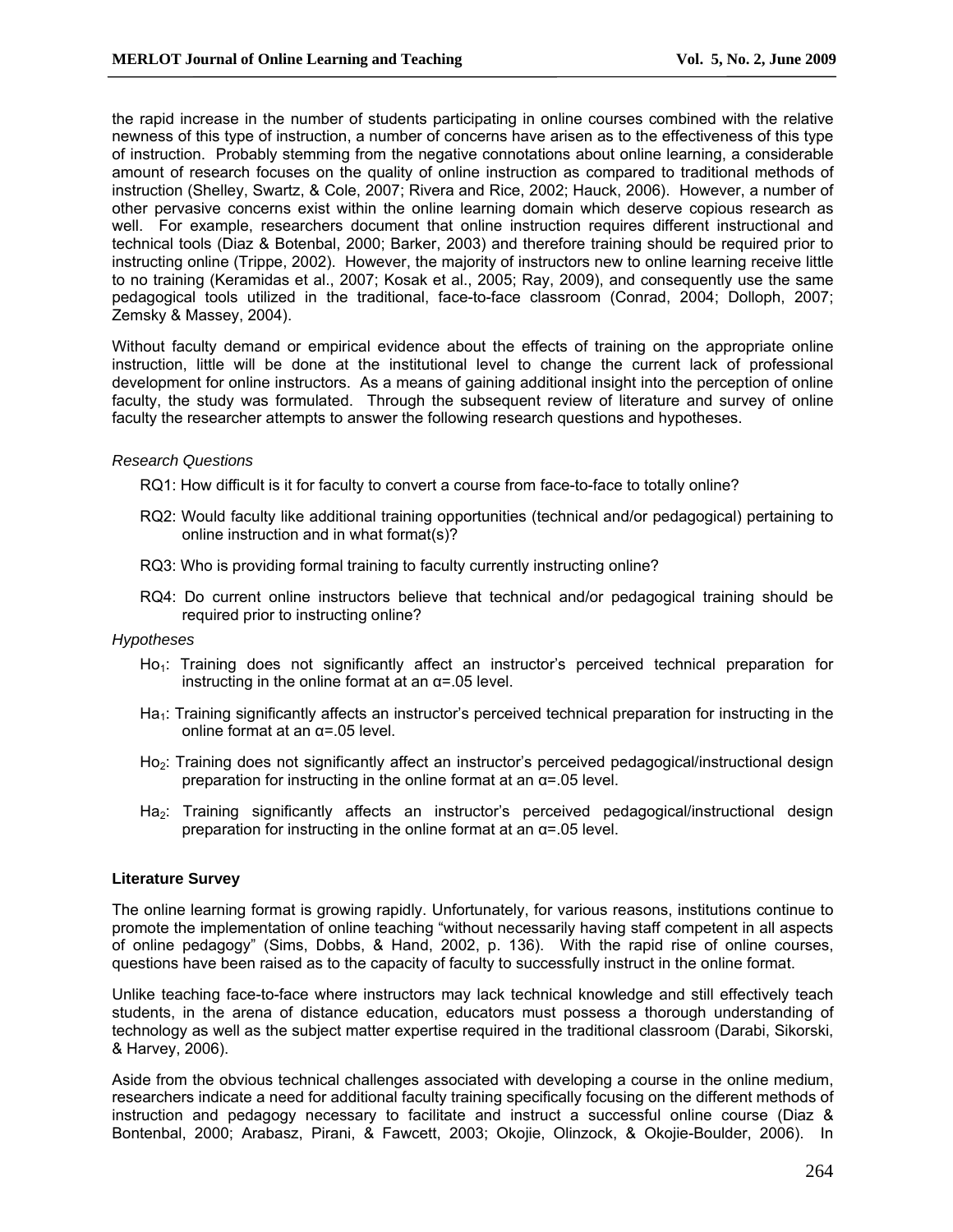the rapid increase in the number of students participating in online courses combined with the relative newness of this type of instruction, a number of concerns have arisen as to the effectiveness of this type of instruction. Probably stemming from the negative connotations about online learning, a considerable amount of research focuses on the quality of online instruction as compared to traditional methods of instruction (Shelley, Swartz, & Cole, 2007; Rivera and Rice, 2002; Hauck, 2006). However, a number of other pervasive concerns exist within the online learning domain which deserve copious research as well. For example, researchers document that online instruction requires different instructional and technical tools (Diaz & Botenbal, 2000; Barker, 2003) and therefore training should be required prior to instructing online (Trippe, 2002). However, the majority of instructors new to online learning receive little to no training (Keramidas et al., 2007; Kosak et al., 2005; Ray, 2009), and consequently use the same pedagogical tools utilized in the traditional, face-to-face classroom (Conrad, 2004; Dolloph, 2007; Zemsky & Massey, 2004).

Without faculty demand or empirical evidence about the effects of training on the appropriate online instruction, little will be done at the institutional level to change the current lack of professional development for online instructors. As a means of gaining additional insight into the perception of online faculty, the study was formulated. Through the subsequent review of literature and survey of online faculty the researcher attempts to answer the following research questions and hypotheses.

*Research Questions*

- RQ1: How difficult is it for faculty to convert a course from face-to-face to totally online?
- RQ2: Would faculty like additional training opportunities (technical and/or pedagogical) pertaining to online instruction and in what format(s)?
- RQ3: Who is providing formal training to faculty currently instructing online?
- RQ4: Do current online instructors believe that technical and/or pedagogical training should be required prior to instructing online?

*Hypotheses*

- $Ho_1$: Training does not significantly affect an instructor's perceived technical preparation for instructing in the online format at an $\alpha$=.05 level.
- $Ha_1$: Training significantly affects an instructor's perceived technical preparation for instructing in the online format at an $\alpha$=.05 level.
- $Ho_2$: Training does not significantly affect an instructor's perceived pedagogical/instructional design preparation for instructing in the online format at an $\alpha$=.05 level.
- $Ha_2$: Training significantly affects an instructor's perceived pedagogical/instructional design preparation for instructing in the online format at an $\alpha$=.05 level.

**Literature Survey**

The online learning format is growing rapidly. Unfortunately, for various reasons, institutions continue to promote the implementation of online teaching "without necessarily having staff competent in all aspects of online pedagogy" (Sims, Dobbs, & Hand, 2002, p. 136). With the rapid rise of online courses, questions have been raised as to the capacity of faculty to successfully instruct in the online format.

Unlike teaching face-to-face where instructors may lack technical knowledge and still effectively teach students, in the arena of distance education, educators must possess a thorough understanding of technology as well as the subject matter expertise required in the traditional classroom (Darabi, Sikorski, & Harvey, 2006).

Aside from the obvious technical challenges associated with developing a course in the online medium, researchers indicate a need for additional faculty training specifically focusing on the different methods of instruction and pedagogy necessary to facilitate and instruct a successful online course (Diaz & Bontenbal, 2000; Arabasz, Pirani, & Fawcett, 2003; Okojie, Olinzock, & Okojie-Boulder, 2006). In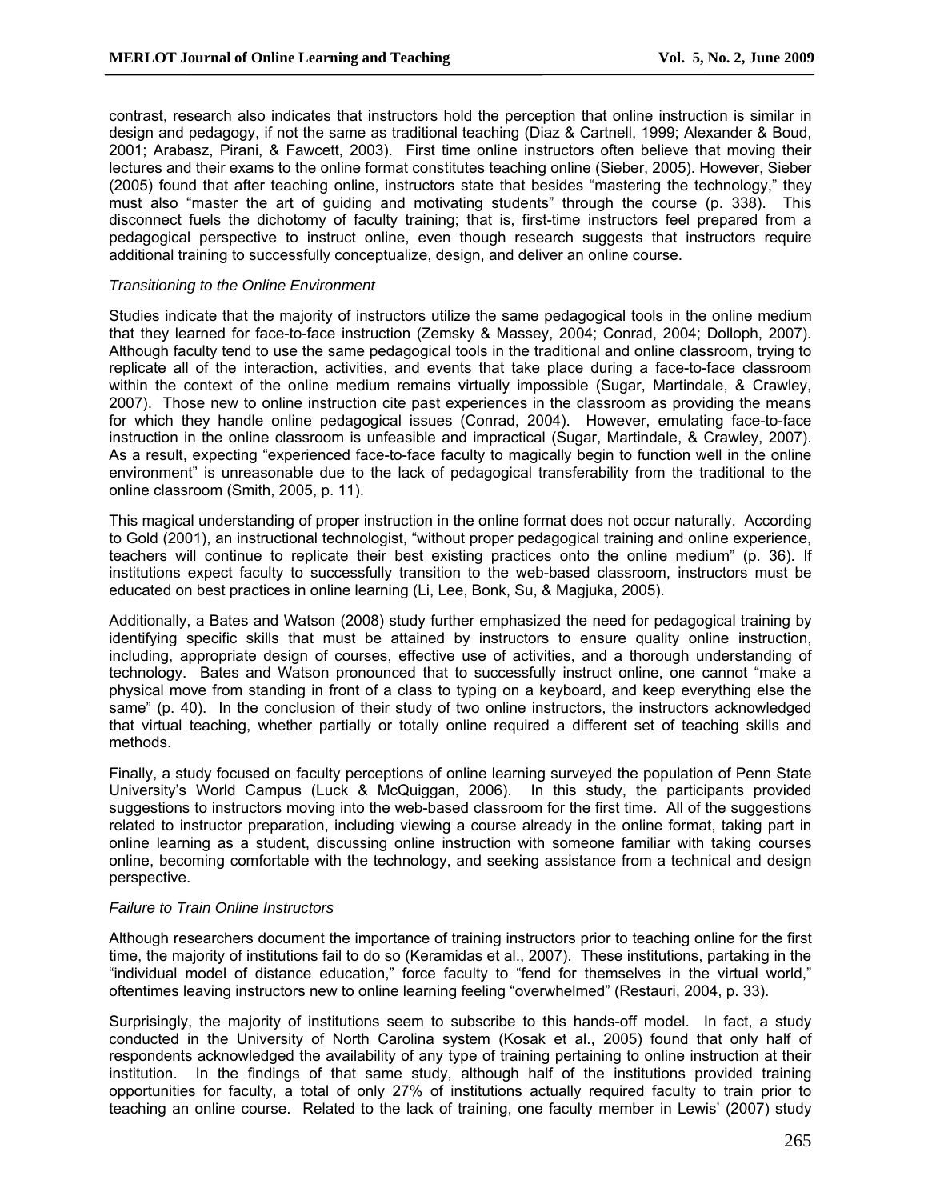contrast, research also indicates that instructors hold the perception that online instruction is similar in design and pedagogy, if not the same as traditional teaching (Diaz & Cartnell, 1999; Alexander & Boud, 2001; Arabasz, Pirani, & Fawcett, 2003). First time online instructors often believe that moving their lectures and their exams to the online format constitutes teaching online (Sieber, 2005). However, Sieber (2005) found that after teaching online, instructors state that besides "mastering the technology," they must also "master the art of guiding and motivating students" through the course (p. 338). This disconnect fuels the dichotomy of faculty training; that is, first-time instructors feel prepared from a pedagogical perspective to instruct online, even though research suggests that instructors require additional training to successfully conceptualize, design, and deliver an online course.

*Transitioning to the Online Environment*

Studies indicate that the majority of instructors utilize the same pedagogical tools in the online medium that they learned for face-to-face instruction (Zemsky & Massey, 2004; Conrad, 2004; Dolloph, 2007). Although faculty tend to use the same pedagogical tools in the traditional and online classroom, trying to replicate all of the interaction, activities, and events that take place during a face-to-face classroom within the context of the online medium remains virtually impossible (Sugar, Martindale, & Crawley, 2007). Those new to online instruction cite past experiences in the classroom as providing the means for which they handle online pedagogical issues (Conrad, 2004). However, emulating face-to-face instruction in the online classroom is unfeasible and impractical (Sugar, Martindale, & Crawley, 2007). As a result, expecting "experienced face-to-face faculty to magically begin to function well in the online environment" is unreasonable due to the lack of pedagogical transferability from the traditional to the online classroom (Smith, 2005, p. 11).

This magical understanding of proper instruction in the online format does not occur naturally. According to Gold (2001), an instructional technologist, "without proper pedagogical training and online experience, teachers will continue to replicate their best existing practices onto the online medium" (p. 36). If institutions expect faculty to successfully transition to the web-based classroom, instructors must be educated on best practices in online learning (Li, Lee, Bonk, Su, & Magjuka, 2005).

Additionally, a Bates and Watson (2008) study further emphasized the need for pedagogical training by identifying specific skills that must be attained by instructors to ensure quality online instruction, including, appropriate design of courses, effective use of activities, and a thorough understanding of technology. Bates and Watson pronounced that to successfully instruct online, one cannot "make a physical move from standing in front of a class to typing on a keyboard, and keep everything else the same" (p. 40). In the conclusion of their study of two online instructors, the instructors acknowledged that virtual teaching, whether partially or totally online required a different set of teaching skills and methods.

Finally, a study focused on faculty perceptions of online learning surveyed the population of Penn State University's World Campus (Luck & McQuiggan, 2006). In this study, the participants provided suggestions to instructors moving into the web-based classroom for the first time. All of the suggestions related to instructor preparation, including viewing a course already in the online format, taking part in online learning as a student, discussing online instruction with someone familiar with taking courses online, becoming comfortable with the technology, and seeking assistance from a technical and design perspective.

*Failure to Train Online Instructors*

Although researchers document the importance of training instructors prior to teaching online for the first time, the majority of institutions fail to do so (Keramidas et al., 2007). These institutions, partaking in the "individual model of distance education," force faculty to "fend for themselves in the virtual world," oftentimes leaving instructors new to online learning feeling "overwhelmed" (Restauri, 2004, p. 33).

Surprisingly, the majority of institutions seem to subscribe to this hands-off model. In fact, a study conducted in the University of North Carolina system (Kosak et al., 2005) found that only half of respondents acknowledged the availability of any type of training pertaining to online instruction at their institution. In the findings of that same study, although half of the institutions provided training opportunities for faculty, a total of only 27% of institutions actually required faculty to train prior to teaching an online course. Related to the lack of training, one faculty member in Lewis' (2007) study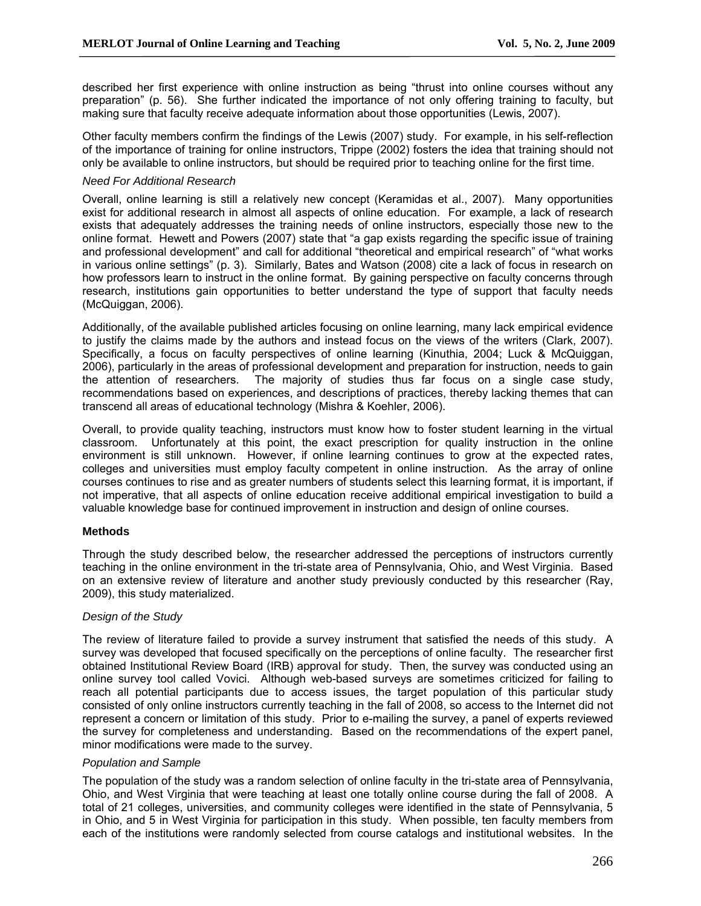described her first experience with online instruction as being "thrust into online courses without any preparation" (p. 56). She further indicated the importance of not only offering training to faculty, but making sure that faculty receive adequate information about those opportunities (Lewis, 2007).

Other faculty members confirm the findings of the Lewis (2007) study. For example, in his self-reflection of the importance of training for online instructors, Trippe (2002) fosters the idea that training should not only be available to online instructors, but should be required prior to teaching online for the first time.

*Need For Additional Research*

Overall, online learning is still a relatively new concept (Keramidas et al., 2007). Many opportunities exist for additional research in almost all aspects of online education. For example, a lack of research exists that adequately addresses the training needs of online instructors, especially those new to the online format. Hewett and Powers (2007) state that "a gap exists regarding the specific issue of training and professional development" and call for additional "theoretical and empirical research" of "what works in various online settings" (p. 3). Similarly, Bates and Watson (2008) cite a lack of focus in research on how professors learn to instruct in the online format. By gaining perspective on faculty concerns through research, institutions gain opportunities to better understand the type of support that faculty needs (McQuiggan, 2006).

Additionally, of the available published articles focusing on online learning, many lack empirical evidence to justify the claims made by the authors and instead focus on the views of the writers (Clark, 2007). Specifically, a focus on faculty perspectives of online learning (Kinuthia, 2004; Luck & McQuiggan, 2006), particularly in the areas of professional development and preparation for instruction, needs to gain the attention of researchers. The majority of studies thus far focus on a single case study, recommendations based on experiences, and descriptions of practices, thereby lacking themes that can transcend all areas of educational technology (Mishra & Koehler, 2006).

Overall, to provide quality teaching, instructors must know how to foster student learning in the virtual classroom. Unfortunately at this point, the exact prescription for quality instruction in the online environment is still unknown. However, if online learning continues to grow at the expected rates, colleges and universities must employ faculty competent in online instruction. As the array of online courses continues to rise and as greater numbers of students select this learning format, it is important, if not imperative, that all aspects of online education receive additional empirical investigation to build a valuable knowledge base for continued improvement in instruction and design of online courses.

**Methods**

Through the study described below, the researcher addressed the perceptions of instructors currently teaching in the online environment in the tri-state area of Pennsylvania, Ohio, and West Virginia. Based on an extensive review of literature and another study previously conducted by this researcher (Ray, 2009), this study materialized.

*Design of the Study*

The review of literature failed to provide a survey instrument that satisfied the needs of this study. A survey was developed that focused specifically on the perceptions of online faculty. The researcher first obtained Institutional Review Board (IRB) approval for study. Then, the survey was conducted using an online survey tool called Vovici. Although web-based surveys are sometimes criticized for failing to reach all potential participants due to access issues, the target population of this particular study consisted of only online instructors currently teaching in the fall of 2008, so access to the Internet did not represent a concern or limitation of this study. Prior to e-mailing the survey, a panel of experts reviewed the survey for completeness and understanding. Based on the recommendations of the expert panel, minor modifications were made to the survey.

*Population and Sample*

The population of the study was a random selection of online faculty in the tri-state area of Pennsylvania, Ohio, and West Virginia that were teaching at least one totally online course during the fall of 2008. A total of 21 colleges, universities, and community colleges were identified in the state of Pennsylvania, 5 in Ohio, and 5 in West Virginia for participation in this study. When possible, ten faculty members from each of the institutions were randomly selected from course catalogs and institutional websites. In the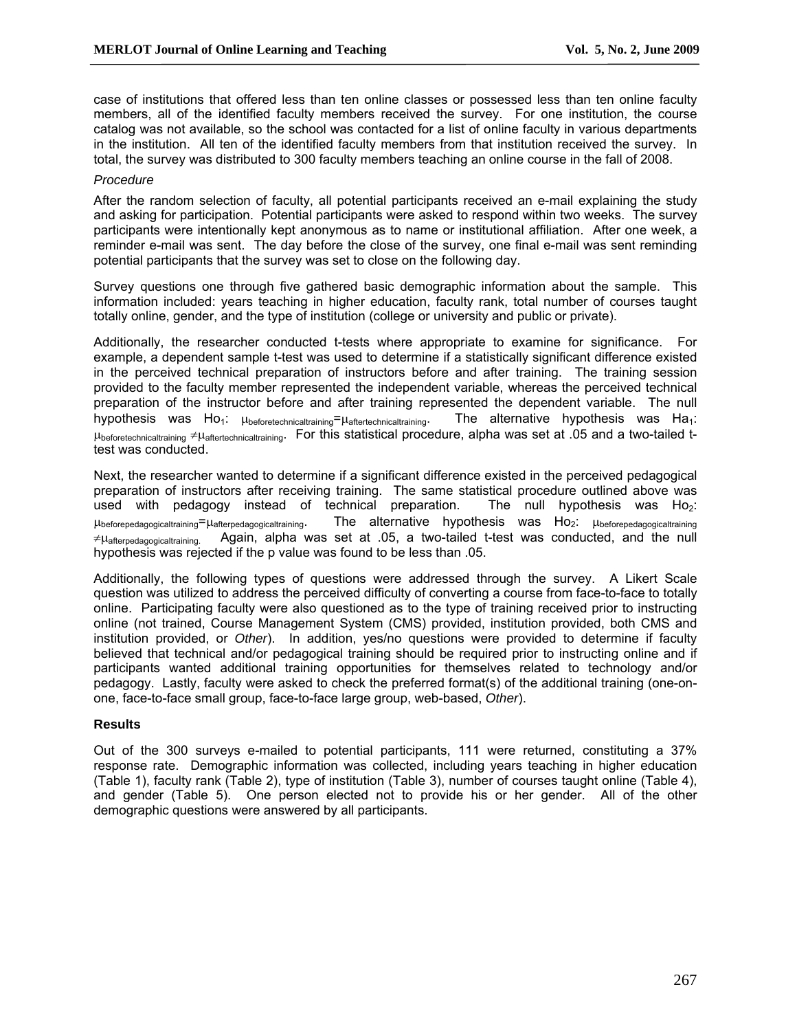case of institutions that offered less than ten online classes or possessed less than ten online faculty members, all of the identified faculty members received the survey. For one institution, the course catalog was not available, so the school was contacted for a list of online faculty in various departments in the institution. All ten of the identified faculty members from that institution received the survey. In total, the survey was distributed to 300 faculty members teaching an online course in the fall of 2008.

*Procedure*

After the random selection of faculty, all potential participants received an e-mail explaining the study and asking for participation. Potential participants were asked to respond within two weeks. The survey participants were intentionally kept anonymous as to name or institutional affiliation. After one week, a reminder e-mail was sent. The day before the close of the survey, one final e-mail was sent reminding potential participants that the survey was set to close on the following day.

Survey questions one through five gathered basic demographic information about the sample. This information included: years teaching in higher education, faculty rank, total number of courses taught totally online, gender, and the type of institution (college or university and public or private).

Additionally, the researcher conducted t-tests where appropriate to examine for significance. For example, a dependent sample t-test was used to determine if a statistically significant difference existed in the perceived technical preparation of instructors before and after training. The training session provided to the faculty member represented the independent variable, whereas the perceived technical preparation of the instructor before and after training represented the dependent variable. The null hypothesis was $Ho_1$: $\mu_{beforetechnicaltraining} = \mu_{aftertechnicaltraining}$. The alternative hypothesis was $Ha_1$: $\mu_{beforetechnicaltraining} \neq \mu_{aftertechnicaltraining}$. For this statistical procedure, alpha was set at .05 and a two-tailed t-test was conducted.

Next, the researcher wanted to determine if a significant difference existed in the perceived pedagogical preparation of instructors after receiving training. The same statistical procedure outlined above was used with pedagogy instead of technical preparation. The null hypothesis was $Ho_2$: $\mu_{beforepedagogicaltraining} = \mu_{afterpedagogicaltraining}$. The alternative hypothesis was $Ho_2$: $\mu_{beforepedagogicaltraining} \neq \mu_{afterpedagogicaltraining.}$ Again, alpha was set at .05, a two-tailed t-test was conducted, and the null hypothesis was rejected if the p value was found to be less than .05.

Additionally, the following types of questions were addressed through the survey. A Likert Scale question was utilized to address the perceived difficulty of converting a course from face-to-face to totally online. Participating faculty were also questioned as to the type of training received prior to instructing online (not trained, Course Management System (CMS) provided, institution provided, both CMS and institution provided, or *Other*). In addition, yes/no questions were provided to determine if faculty believed that technical and/or pedagogical training should be required prior to instructing online and if participants wanted additional training opportunities for themselves related to technology and/or pedagogy. Lastly, faculty were asked to check the preferred format(s) of the additional training (one-on-one, face-to-face small group, face-to-face large group, web-based, *Other*).

**Results**

Out of the 300 surveys e-mailed to potential participants, 111 were returned, constituting a 37% response rate. Demographic information was collected, including years teaching in higher education (Table 1), faculty rank (Table 2), type of institution (Table 3), number of courses taught online (Table 4), and gender (Table 5). One person elected not to provide his or her gender. All of the other demographic questions were answered by all participants.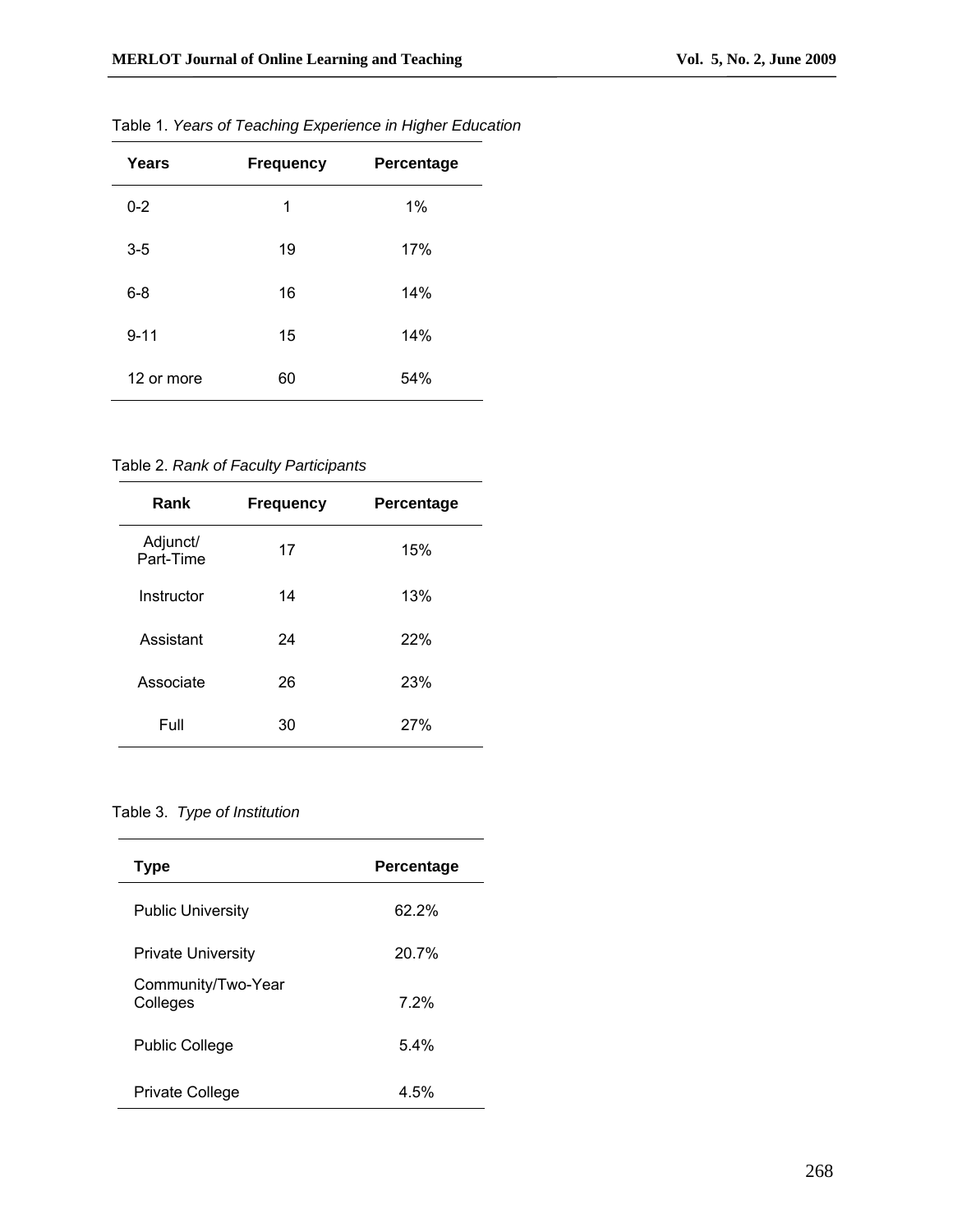Table 1. *Years of Teaching Experience in Higher Education*

| Years | Frequency | Percentage |
|---|---|---|
| 0-2 | 1 | 1% |
| 3-5 | 19 | 17% |
| 6-8 | 16 | 14% |
| 9-11 | 15 | 14% |
| 12 or more | 60 | 54% |

Table 2. *Rank of Faculty Participants*

| Rank | Frequency | Percentage |
|---|---|---|
| Adjunct/ Part-Time | 17 | 15% |
| Instructor | 14 | 13% |
| Assistant | 24 | 22% |
| Associate | 26 | 23% |
| Full | 30 | 27% |

Table 3. *Type of Institution*

| Type | Percentage |
|---|---|
| Public University | 62.2% |
| Private University | 20.7% |
| Community/Two-Year Colleges | 7.2% |
| Public College | 5.4% |
| Private College | 4.5% |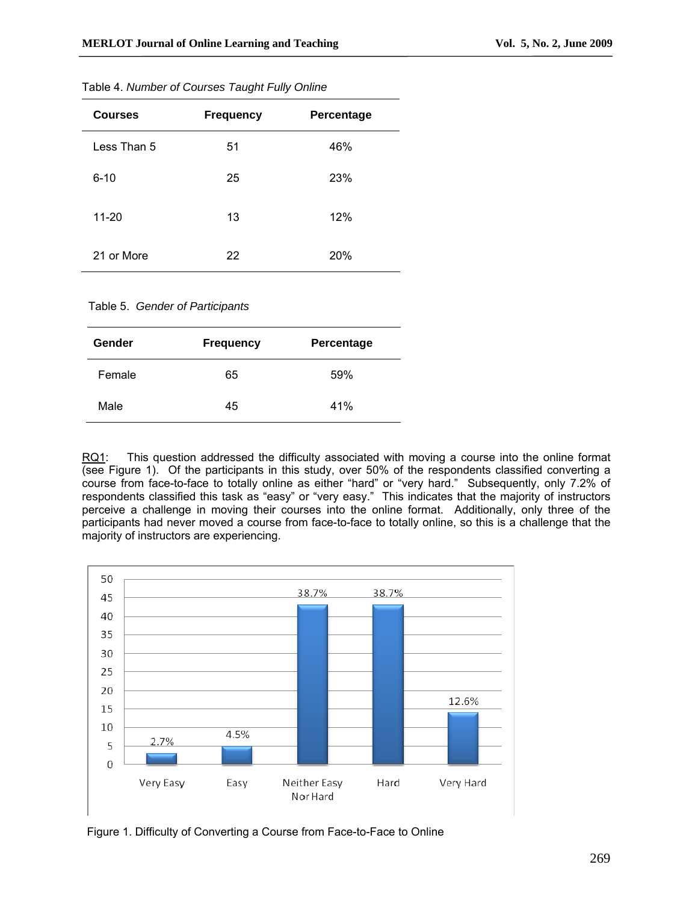Table 4. *Number of Courses Taught Fully Online*

| Courses | Frequency | Percentage |
|---|---|---|
| Less Than 5 | 51 | 46% |
| 6-10 | 25 | 23% |
| 11-20 | 13 | 12% |
| 21 or More | 22 | 20% |

Table 5. *Gender of Participants*

| Gender | Frequency | Percentage |
|---|---|---|
| Female | 65 | 59% |
| Male | 45 | 41% |

RQ1: This question addressed the difficulty associated with moving a course into the online format (see Figure 1). Of the participants in this study, over 50% of the respondents classified converting a course from face-to-face to totally online as either "hard" or "very hard." Subsequently, only 7.2% of respondents classified this task as "easy" or "very easy." This indicates that the majority of instructors perceive a challenge in moving their courses into the online format. Additionally, only three of the participants had never moved a course from face-to-face to totally online, so this is a challenge that the majority of instructors are experiencing.

50
45
40
35
30
25
20
15
10
5
0

2.7%
4.5%
38.7%
38.7%
12.6%

Very Easy
Easy
Neither Easy Nor Hard
Hard
Very Hard

Figure 1. Difficulty of Converting a Course from Face-to-Face to Online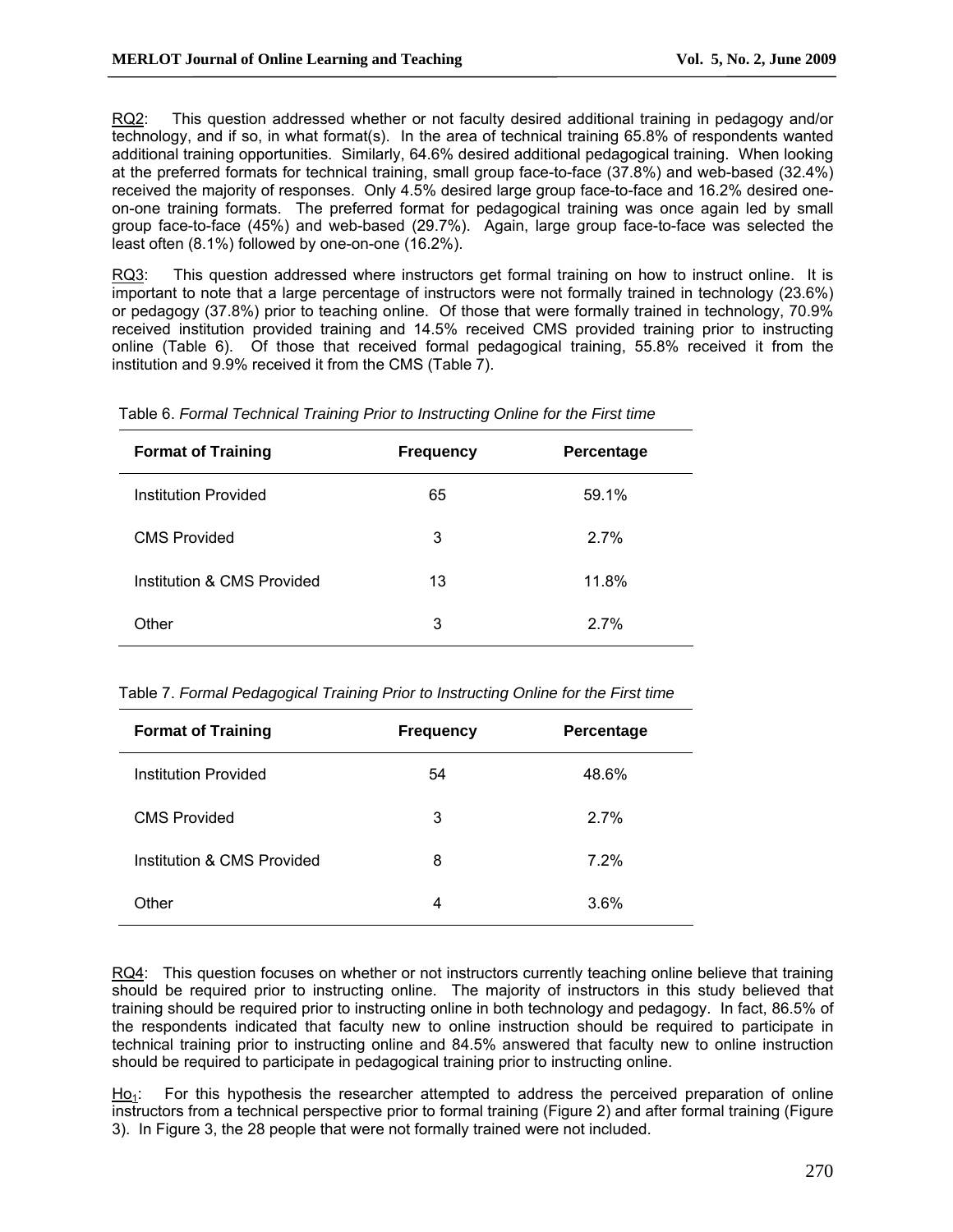RQ2: This question addressed whether or not faculty desired additional training in pedagogy and/or technology, and if so, in what format(s). In the area of technical training 65.8% of respondents wanted additional training opportunities. Similarly, 64.6% desired additional pedagogical training. When looking at the preferred formats for technical training, small group face-to-face (37.8%) and web-based (32.4%) received the majority of responses. Only 4.5% desired large group face-to-face and 16.2% desired one-on-one training formats. The preferred format for pedagogical training was once again led by small group face-to-face (45%) and web-based (29.7%). Again, large group face-to-face was selected the least often (8.1%) followed by one-on-one (16.2%).

RQ3: This question addressed where instructors get formal training on how to instruct online. It is important to note that a large percentage of instructors were not formally trained in technology (23.6%) or pedagogy (37.8%) prior to teaching online. Of those that were formally trained in technology, 70.9% received institution provided training and 14.5% received CMS provided training prior to instructing online (Table 6). Of those that received formal pedagogical training, 55.8% received it from the institution and 9.9% received it from the CMS (Table 7).

Table 6. *Formal Technical Training Prior to Instructing Online for the First time*

| Format of Training | Frequency | Percentage |
|---|---|---|
| Institution Provided | 65 | 59.1% |
| CMS Provided | 3 | 2.7% |
| Institution & CMS Provided | 13 | 11.8% |
| Other | 3 | 2.7% |

Table 7. *Formal Pedagogical Training Prior to Instructing Online for the First time*

| Format of Training | Frequency | Percentage |
|---|---|---|
| Institution Provided | 54 | 48.6% |
| CMS Provided | 3 | 2.7% |
| Institution & CMS Provided | 8 | 7.2% |
| Other | 4 | 3.6% |

RQ4: This question focuses on whether or not instructors currently teaching online believe that training should be required prior to instructing online. The majority of instructors in this study believed that training should be required prior to instructing online in both technology and pedagogy. In fact, 86.5% of the respondents indicated that faculty new to online instruction should be required to participate in technical training prior to instructing online and 84.5% answered that faculty new to online instruction should be required to participate in pedagogical training prior to instructing online.

$Ho_1$: For this hypothesis the researcher attempted to address the perceived preparation of online instructors from a technical perspective prior to formal training (Figure 2) and after formal training (Figure 3). In Figure 3, the 28 people that were not formally trained were not included.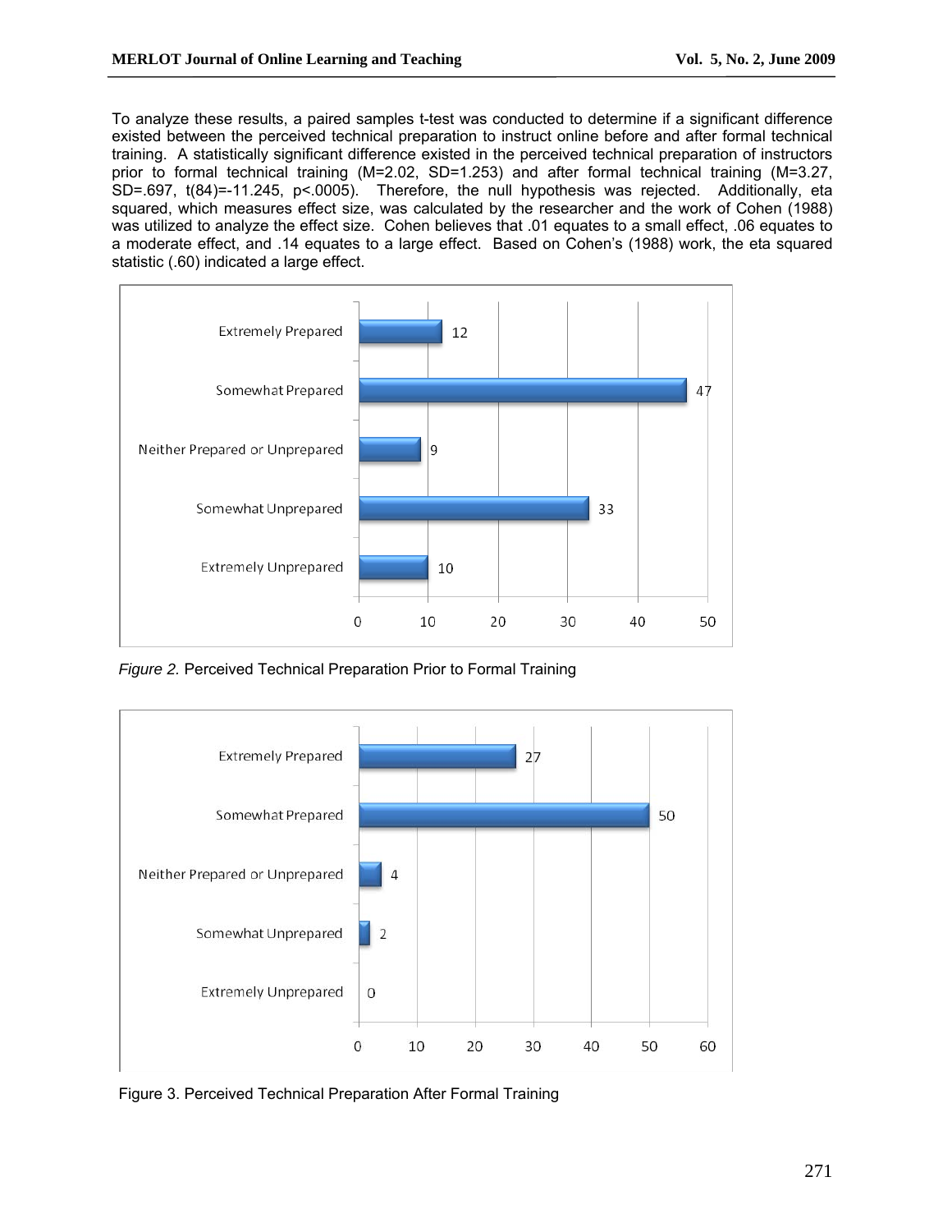To analyze these results, a paired samples t-test was conducted to determine if a significant difference existed between the perceived technical preparation to instruct online before and after formal technical training. A statistically significant difference existed in the perceived technical preparation of instructors prior to formal technical training ($M=2.02$, $SD=1.253$) and after formal technical training ($M=3.27$, $SD=.697$, $t(84)=-11.245$, $p<.0005$). Therefore, the null hypothesis was rejected. Additionally, eta squared, which measures effect size, was calculated by the researcher and the work of Cohen (1988) was utilized to analyze the effect size. Cohen believes that .01 equates to a small effect, .06 equates to a moderate effect, and .14 equates to a large effect. Based on Cohen's (1988) work, the eta squared statistic (.60) indicated a large effect.

Extremely Prepared 12
Somewhat Prepared 47
Neither Prepared or Unprepared 9
Somewhat Unprepared 33
Extremely Unprepared 10
0 10 20 30 40 50

*Figure 2.* Perceived Technical Preparation Prior to Formal Training

Extremely Prepared 27
Somewhat Prepared 50
Neither Prepared or Unprepared 4
Somewhat Unprepared 2
Extremely Unprepared 0
0 10 20 30 40 50 60

Figure 3. Perceived Technical Preparation After Formal Training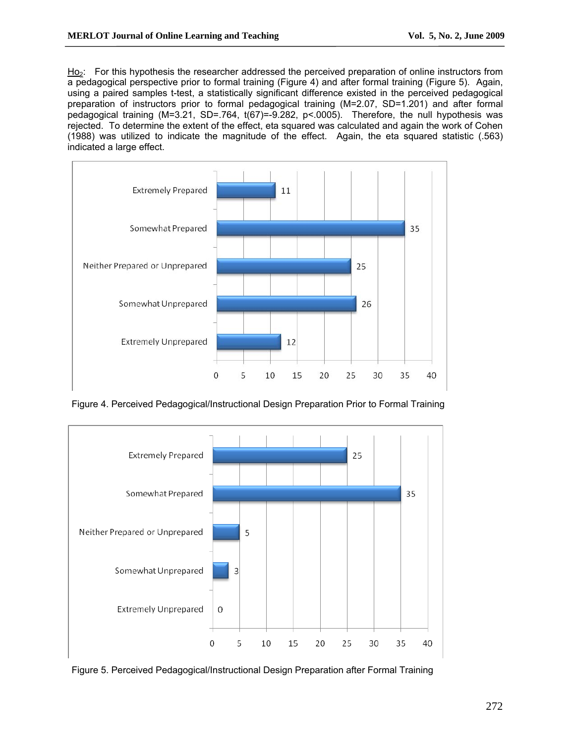$Ho_2$: For this hypothesis the researcher addressed the perceived preparation of online instructors from a pedagogical perspective prior to formal training (Figure 4) and after formal training (Figure 5). Again, using a paired samples t-test, a statistically significant difference existed in the perceived pedagogical preparation of instructors prior to formal pedagogical training (M=2.07, SD=1.201) and after formal pedagogical training (M=3.21, SD=.764, $t(67)=-9.282$, $p<.0005$). Therefore, the null hypothesis was rejected. To determine the extent of the effect, eta squared was calculated and again the work of Cohen (1988) was utilized to indicate the magnitude of the effect. Again, the eta squared statistic (.563) indicated a large effect.

Extremely Prepared 11
Somewhat Prepared 35
Neither Prepared or Unprepared 25
Somewhat Unprepared 26
Extremely Unprepared 12
0 5 10 15 20 25 30 35 40

Figure 4. Perceived Pedagogical/Instructional Design Preparation Prior to Formal Training

Extremely Prepared 25
Somewhat Prepared 35
Neither Prepared or Unprepared 5
Somewhat Unprepared 3
Extremely Unprepared 0
0 5 10 15 20 25 30 35 40

Figure 5. Perceived Pedagogical/Instructional Design Preparation after Formal Training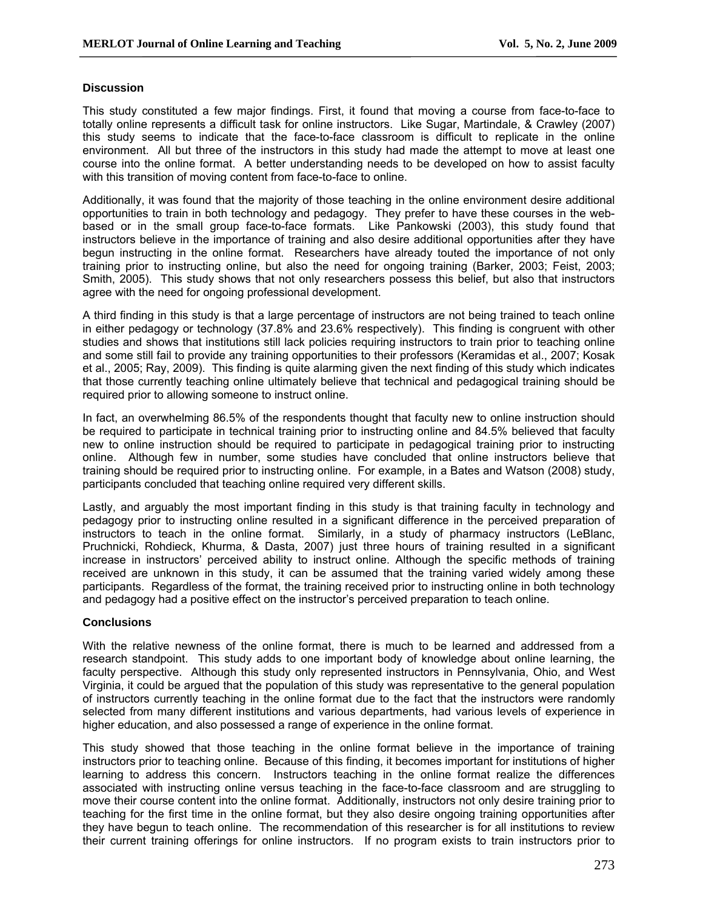### Discussion

This study constituted a few major findings. First, it found that moving a course from face-to-face to totally online represents a difficult task for online instructors. Like Sugar, Martindale, & Crawley (2007) this study seems to indicate that the face-to-face classroom is difficult to replicate in the online environment. All but three of the instructors in this study had made the attempt to move at least one course into the online format. A better understanding needs to be developed on how to assist faculty with this transition of moving content from face-to-face to online.

Additionally, it was found that the majority of those teaching in the online environment desire additional opportunities to train in both technology and pedagogy. They prefer to have these courses in the web-based or in the small group face-to-face formats. Like Pankowski (2003), this study found that instructors believe in the importance of training and also desire additional opportunities after they have begun instructing in the online format. Researchers have already touted the importance of not only training prior to instructing online, but also the need for ongoing training (Barker, 2003; Feist, 2003; Smith, 2005). This study shows that not only researchers possess this belief, but also that instructors agree with the need for ongoing professional development.

A third finding in this study is that a large percentage of instructors are not being trained to teach online in either pedagogy or technology (37.8% and 23.6% respectively). This finding is congruent with other studies and shows that institutions still lack policies requiring instructors to train prior to teaching online and some still fail to provide any training opportunities to their professors (Keramidas et al., 2007; Kosak et al., 2005; Ray, 2009). This finding is quite alarming given the next finding of this study which indicates that those currently teaching online ultimately believe that technical and pedagogical training should be required prior to allowing someone to instruct online.

In fact, an overwhelming 86.5% of the respondents thought that faculty new to online instruction should be required to participate in technical training prior to instructing online and 84.5% believed that faculty new to online instruction should be required to participate in pedagogical training prior to instructing online. Although few in number, some studies have concluded that online instructors believe that training should be required prior to instructing online. For example, in a Bates and Watson (2008) study, participants concluded that teaching online required very different skills.

Lastly, and arguably the most important finding in this study is that training faculty in technology and pedagogy prior to instructing online resulted in a significant difference in the perceived preparation of instructors to teach in the online format. Similarly, in a study of pharmacy instructors (LeBlanc, Pruchnicki, Rohdieck, Khurma, & Dasta, 2007) just three hours of training resulted in a significant increase in instructors' perceived ability to instruct online. Although the specific methods of training received are unknown in this study, it can be assumed that the training varied widely among these participants. Regardless of the format, the training received prior to instructing online in both technology and pedagogy had a positive effect on the instructor's perceived preparation to teach online.

### Conclusions

With the relative newness of the online format, there is much to be learned and addressed from a research standpoint. This study adds to one important body of knowledge about online learning, the faculty perspective. Although this study only represented instructors in Pennsylvania, Ohio, and West Virginia, it could be argued that the population of this study was representative to the general population of instructors currently teaching in the online format due to the fact that the instructors were randomly selected from many different institutions and various departments, had various levels of experience in higher education, and also possessed a range of experience in the online format.

This study showed that those teaching in the online format believe in the importance of training instructors prior to teaching online. Because of this finding, it becomes important for institutions of higher learning to address this concern. Instructors teaching in the online format realize the differences associated with instructing online versus teaching in the face-to-face classroom and are struggling to move their course content into the online format. Additionally, instructors not only desire training prior to teaching for the first time in the online format, but they also desire ongoing training opportunities after they have begun to teach online. The recommendation of this researcher is for all institutions to review their current training offerings for online instructors. If no program exists to train instructors prior to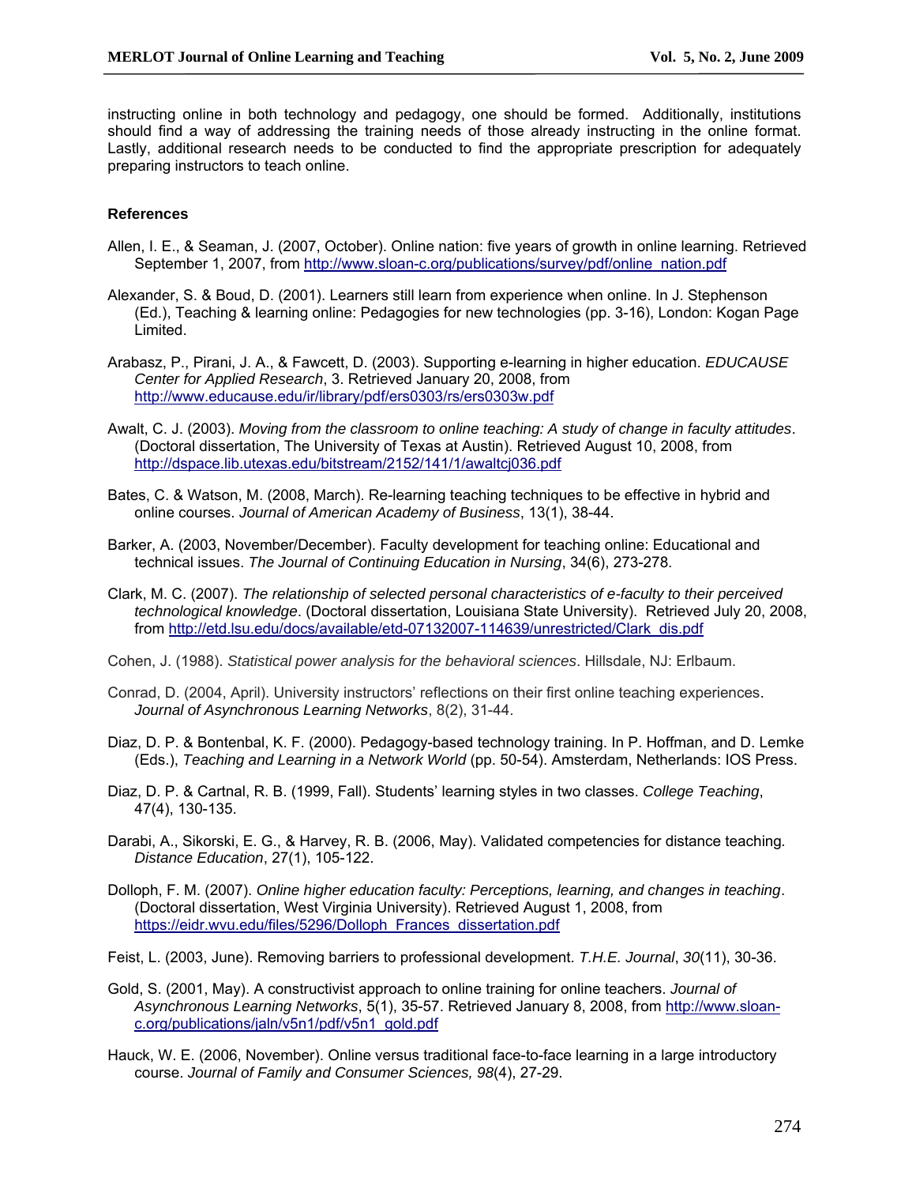instructing online in both technology and pedagogy, one should be formed. Additionally, institutions should find a way of addressing the training needs of those already instructing in the online format. Lastly, additional research needs to be conducted to find the appropriate prescription for adequately preparing instructors to teach online.

**References**

Allen, I. E., & Seaman, J. (2007, October). Online nation: five years of growth in online learning. Retrieved September 1, 2007, from http://www.sloan-c.org/publications/survey/pdf/online_nation.pdf

Alexander, S. & Boud, D. (2001). Learners still learn from experience when online. In J. Stephenson (Ed.), Teaching & learning online: Pedagogies for new technologies (pp. 3-16), London: Kogan Page Limited.

Arabasz, P., Pirani, J. A., & Fawcett, D. (2003). Supporting e-learning in higher education. *EDUCAUSE Center for Applied Research*, 3. Retrieved January 20, 2008, from http://www.educause.edu/ir/library/pdf/ers0303/rs/ers0303w.pdf

Awalt, C. J. (2003). *Moving from the classroom to online teaching: A study of change in faculty attitudes*. (Doctoral dissertation, The University of Texas at Austin). Retrieved August 10, 2008, from http://dspace.lib.utexas.edu/bitstream/2152/141/1/awaltcj036.pdf

Bates, C. & Watson, M. (2008, March). Re-learning teaching techniques to be effective in hybrid and online courses. *Journal of American Academy of Business*, 13(1), 38-44.

Barker, A. (2003, November/December). Faculty development for teaching online: Educational and technical issues. *The Journal of Continuing Education in Nursing*, 34(6), 273-278.

Clark, M. C. (2007). *The relationship of selected personal characteristics of e-faculty to their perceived technological knowledge*. (Doctoral dissertation, Louisiana State University). Retrieved July 20, 2008, from http://etd.lsu.edu/docs/available/etd-07132007-114639/unrestricted/Clark_dis.pdf

Cohen, J. (1988). *Statistical power analysis for the behavioral sciences*. Hillsdale, NJ: Erlbaum.

Conrad, D. (2004, April). University instructors' reflections on their first online teaching experiences. *Journal of Asynchronous Learning Networks*, 8(2), 31-44.

Diaz, D. P. & Bontenbal, K. F. (2000). Pedagogy-based technology training. In P. Hoffman, and D. Lemke (Eds.), *Teaching and Learning in a Network World* (pp. 50-54). Amsterdam, Netherlands: IOS Press.

Diaz, D. P. & Cartnal, R. B. (1999, Fall). Students' learning styles in two classes. *College Teaching*, 47(4), 130-135.

Darabi, A., Sikorski, E. G., & Harvey, R. B. (2006, May). Validated competencies for distance teaching. *Distance Education*, 27(1), 105-122.

Dolloph, F. M. (2007). *Online higher education faculty: Perceptions, learning, and changes in teaching*. (Doctoral dissertation, West Virginia University). Retrieved August 1, 2008, from https://eidr.wvu.edu/files/5296/Dolloph_Frances_dissertation.pdf

Feist, L. (2003, June). Removing barriers to professional development. *T.H.E. Journal*, *30*(11), 30-36.

Gold, S. (2001, May). A constructivist approach to online training for online teachers. *Journal of Asynchronous Learning Networks*, 5(1), 35-57. Retrieved January 8, 2008, from http://www.sloan-c.org/publications/jaln/v5n1/pdf/v5n1_gold.pdf

Hauck, W. E. (2006, November). Online versus traditional face-to-face learning in a large introductory course. *Journal of Family and Consumer Sciences, 98*(4), 27-29.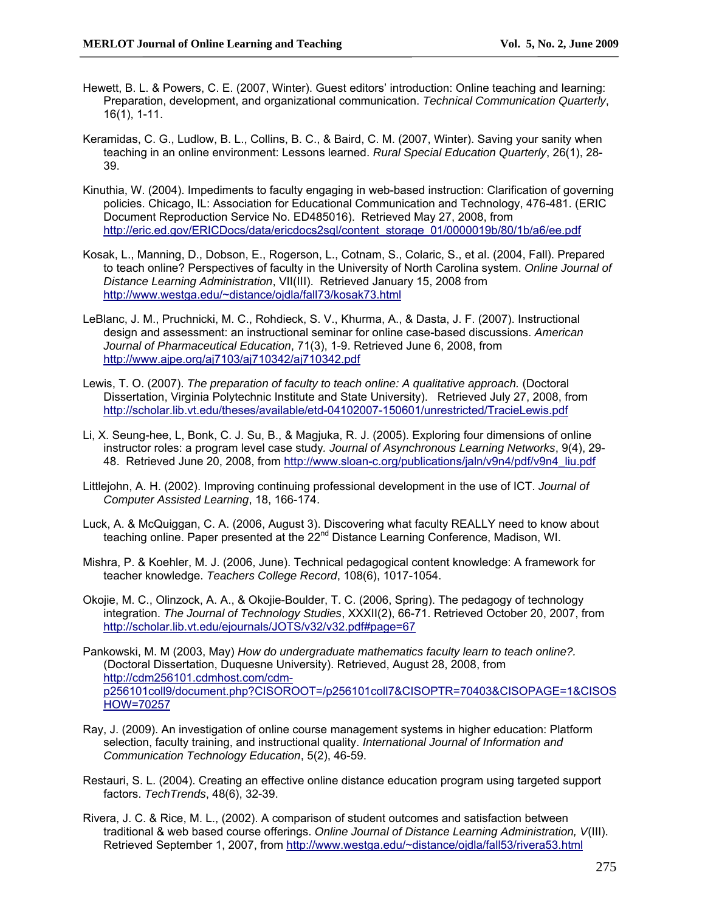Hewett, B. L. & Powers, C. E. (2007, Winter). Guest editors' introduction: Online teaching and learning: Preparation, development, and organizational communication. *Technical Communication Quarterly*, 16(1), 1-11.

Keramidas, C. G., Ludlow, B. L., Collins, B. C., & Baird, C. M. (2007, Winter). Saving your sanity when teaching in an online environment: Lessons learned. *Rural Special Education Quarterly*, 26(1), 28-39.

Kinuthia, W. (2004). Impediments to faculty engaging in web-based instruction: Clarification of governing policies. Chicago, IL: Association for Educational Communication and Technology, 476-481. (ERIC Document Reproduction Service No. ED485016). Retrieved May 27, 2008, from http://eric.ed.gov/ERICDocs/data/ericdocs2sql/content_storage_01/0000019b/80/1b/a6/ee.pdf

Kosak, L., Manning, D., Dobson, E., Rogerson, L., Cotnam, S., Colaric, S., et al. (2004, Fall). Prepared to teach online? Perspectives of faculty in the University of North Carolina system. *Online Journal of Distance Learning Administration*, VII(III). Retrieved January 15, 2008 from http://www.westga.edu/~distance/ojdla/fall73/kosak73.html

LeBlanc, J. M., Pruchnicki, M. C., Rohdieck, S. V., Khurma, A., & Dasta, J. F. (2007). Instructional design and assessment: an instructional seminar for online case-based discussions. *American Journal of Pharmaceutical Education*, 71(3), 1-9. Retrieved June 6, 2008, from http://www.ajpe.org/aj7103/aj710342/aj710342.pdf

Lewis, T. O. (2007). *The preparation of faculty to teach online: A qualitative approach.* (Doctoral Dissertation, Virginia Polytechnic Institute and State University). Retrieved July 27, 2008, from http://scholar.lib.vt.edu/theses/available/etd-04102007-150601/unrestricted/TracieLewis.pdf

Li, X. Seung-hee, L, Bonk, C. J. Su, B., & Magjuka, R. J. (2005). Exploring four dimensions of online instructor roles: a program level case study. *Journal of Asynchronous Learning Networks*, 9(4), 29-48. Retrieved June 20, 2008, from http://www.sloan-c.org/publications/jaln/v9n4/pdf/v9n4_liu.pdf

Littlejohn, A. H. (2002). Improving continuing professional development in the use of ICT. *Journal of Computer Assisted Learning*, 18, 166-174.

Luck, A. & McQuiggan, C. A. (2006, August 3). Discovering what faculty REALLY need to know about teaching online. Paper presented at the 22nd Distance Learning Conference, Madison, WI.

Mishra, P. & Koehler, M. J. (2006, June). Technical pedagogical content knowledge: A framework for teacher knowledge. *Teachers College Record*, 108(6), 1017-1054.

Okojie, M. C., Olinzock, A. A., & Okojie-Boulder, T. C. (2006, Spring). The pedagogy of technology integration. *The Journal of Technology Studies*, XXXII(2), 66-71. Retrieved October 20, 2007, from http://scholar.lib.vt.edu/ejournals/JOTS/v32/v32.pdf#page=67

Pankowski, M. M (2003, May) *How do undergraduate mathematics faculty learn to teach online?.* (Doctoral Dissertation, Duquesne University). Retrieved, August 28, 2008, from http://cdm256101.cdmhost.com/cdm-p256101coll9/document.php?CISOROOT=/p256101coll7&CISOPTR=70403&CISOPAGE=1&CISOSHOW=70257

Ray, J. (2009). An investigation of online course management systems in higher education: Platform selection, faculty training, and instructional quality. *International Journal of Information and Communication Technology Education*, 5(2), 46-59.

Restauri, S. L. (2004). Creating an effective online distance education program using targeted support factors. *TechTrends*, 48(6), 32-39.

Rivera, J. C. & Rice, M. L., (2002). A comparison of student outcomes and satisfaction between traditional & web based course offerings. *Online Journal of Distance Learning Administration, V*(III). Retrieved September 1, 2007, from http://www.westga.edu/~distance/ojdla/fall53/rivera53.html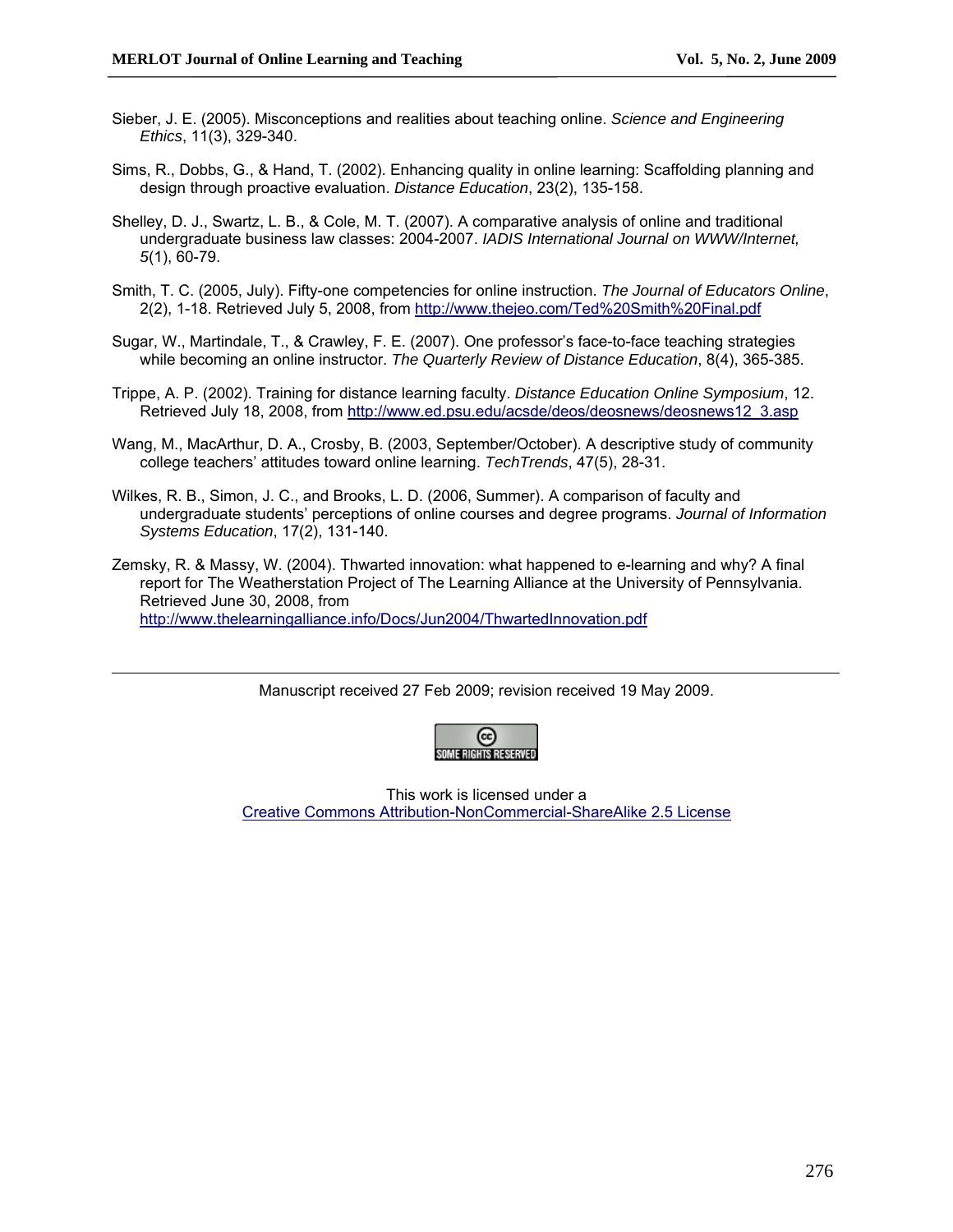Sieber, J. E. (2005). Misconceptions and realities about teaching online. *Science and Engineering Ethics*, 11(3), 329-340.

Sims, R., Dobbs, G., & Hand, T. (2002). Enhancing quality in online learning: Scaffolding planning and design through proactive evaluation. *Distance Education*, 23(2), 135-158.

Shelley, D. J., Swartz, L. B., & Cole, M. T. (2007). A comparative analysis of online and traditional undergraduate business law classes: 2004-2007. *IADIS International Journal on WWW/Internet, 5*(1), 60-79.

Smith, T. C. (2005, July). Fifty-one competencies for online instruction. *The Journal of Educators Online*, 2(2), 1-18. Retrieved July 5, 2008, from http://www.thejeo.com/Ted%20Smith%20Final.pdf

Sugar, W., Martindale, T., & Crawley, F. E. (2007). One professor's face-to-face teaching strategies while becoming an online instructor. *The Quarterly Review of Distance Education*, 8(4), 365-385.

Trippe, A. P. (2002). Training for distance learning faculty. *Distance Education Online Symposium*, 12. Retrieved July 18, 2008, from http://www.ed.psu.edu/acsde/deos/deosnews/deosnews12_3.asp

Wang, M., MacArthur, D. A., Crosby, B. (2003, September/October). A descriptive study of community college teachers' attitudes toward online learning. *TechTrends*, 47(5), 28-31.

Wilkes, R. B., Simon, J. C., and Brooks, L. D. (2006, Summer). A comparison of faculty and undergraduate students' perceptions of online courses and degree programs. *Journal of Information Systems Education*, 17(2), 131-140.

Zemsky, R. & Massy, W. (2004). Thwarted innovation: what happened to e-learning and why? A final report for The Weatherstation Project of The Learning Alliance at the University of Pennsylvania. Retrieved June 30, 2008, from http://www.thelearningalliance.info/Docs/Jun2004/ThwartedInnovation.pdf

---

Manuscript received 27 Feb 2009; revision received 19 May 2009.

This work is licensed under a
Creative Commons Attribution-NonCommercial-ShareAlike 2.5 License